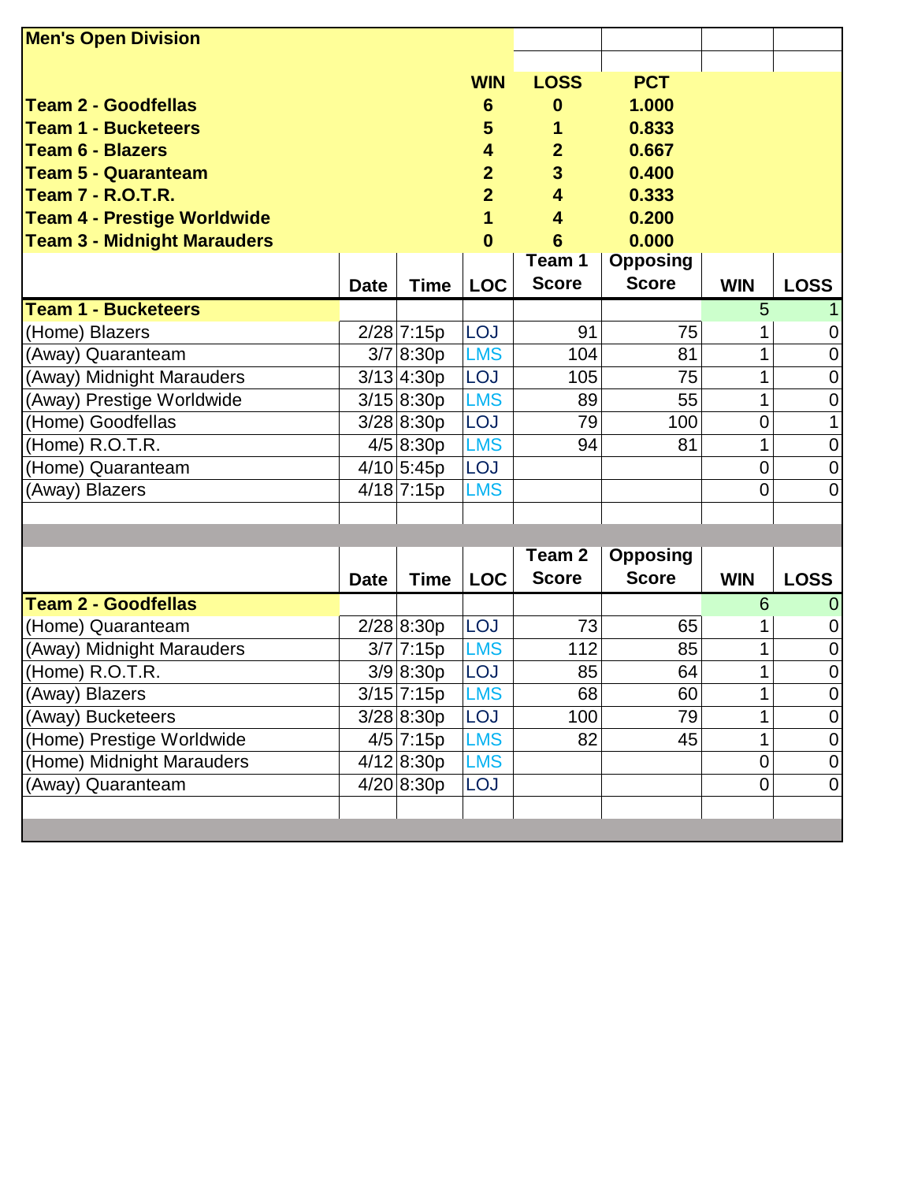## Men's Open Division

| | WIN | LOSS | PCT |
|---|---|---|---|
| **Team 2 - Goodfellas** | 6 | 0 | 1.000 |
| **Team 1 - Bucketeers** | 5 | 1 | 0.833 |
| **Team 6 - Blazers** | 4 | 2 | 0.667 |
| **Team 5 - Quaranteam** | 2 | 3 | 0.400 |
| **Team 7 - R.O.T.R.** | 2 | 4 | 0.333 |
| **Team 4 - Prestige Worldwide** | 1 | 4 | 0.200 |
| **Team 3 - Midnight Marauders** | 0 | 6 | 0.000 |

| | Date | Time | LOC | Team 1 Score | Opposing Score | WIN | LOSS |
|---|---|---|---|---|---|---|---|
| **Team 1 - Bucketeers** | | | | | | 5 | 1 |
| (Home) Blazers | 2/28 | 7:15p | LOJ | 91 | 75 | 1 | 0 |
| (Away) Quaranteam | 3/7 | 8:30p | LMS | 104 | 81 | 1 | 0 |
| (Away) Midnight Marauders | 3/13 | 4:30p | LOJ | 105 | 75 | 1 | 0 |
| (Away) Prestige Worldwide | 3/15 | 8:30p | LMS | 89 | 55 | 1 | 0 |
| (Home) Goodfellas | 3/28 | 8:30p | LOJ | 79 | 100 | 0 | 1 |
| (Home) R.O.T.R. | 4/5 | 8:30p | LMS | 94 | 81 | 1 | 0 |
| (Home) Quaranteam | 4/10 | 5:45p | LOJ | | | 0 | 0 |
| (Away) Blazers | 4/18 | 7:15p | LMS | | | 0 | 0 |

| | Date | Time | LOC | Team 2 Score | Opposing Score | WIN | LOSS |
|---|---|---|---|---|---|---|---|
| **Team 2 - Goodfellas** | | | | | | 6 | 0 |
| (Home) Quaranteam | 2/28 | 8:30p | LOJ | 73 | 65 | 1 | 0 |
| (Away) Midnight Marauders | 3/7 | 7:15p | LMS | 112 | 85 | 1 | 0 |
| (Home) R.O.T.R. | 3/9 | 8:30p | LOJ | 85 | 64 | 1 | 0 |
| (Away) Blazers | 3/15 | 7:15p | LMS | 68 | 60 | 1 | 0 |
| (Away) Bucketeers | 3/28 | 8:30p | LOJ | 100 | 79 | 1 | 0 |
| (Home) Prestige Worldwide | 4/5 | 7:15p | LMS | 82 | 45 | 1 | 0 |
| (Home) Midnight Marauders | 4/12 | 8:30p | LMS | | | 0 | 0 |
| (Away) Quaranteam | 4/20 | 8:30p | LOJ | | | 0 | 0 |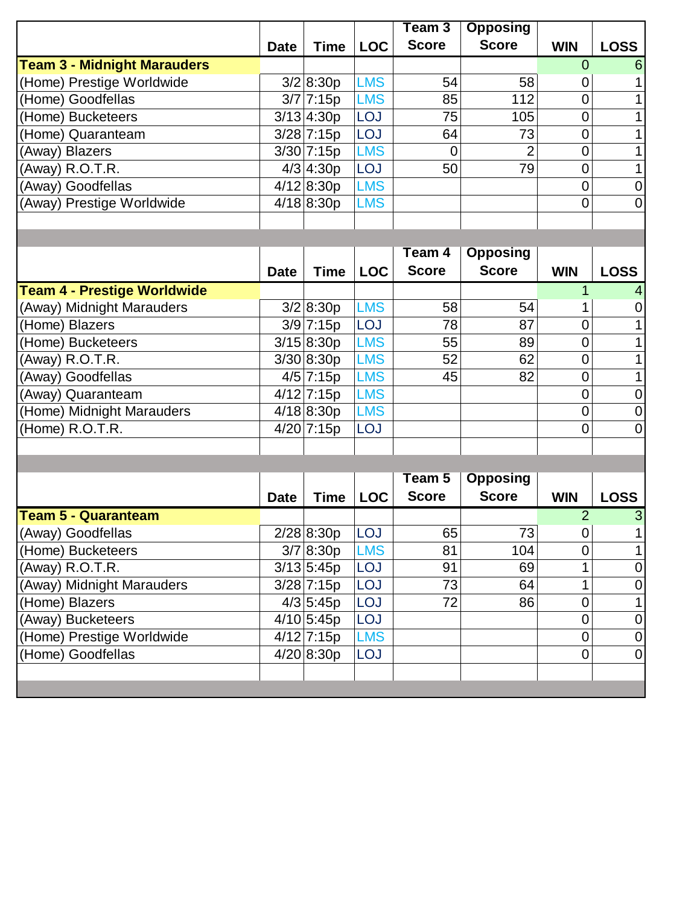| | Date | Time | LOC | Team 3 Score | Opposing Score | WIN | LOSS |
|---|---|---|---|---|---|---|---|
| **Team 3 - Midnight Marauders** | | | | | | 0 | 6 |
| (Home) Prestige Worldwide | 3/2 | 8:30p | LMS | 54 | 58 | 0 | 1 |
| (Home) Goodfellas | 3/7 | 7:15p | LMS | 85 | 112 | 0 | 1 |
| (Home) Bucketeers | 3/13 | 4:30p | LOJ | 75 | 105 | 0 | 1 |
| (Home) Quaranteam | 3/28 | 7:15p | LOJ | 64 | 73 | 0 | 1 |
| (Away) Blazers | 3/30 | 7:15p | LMS | 0 | 2 | 0 | 1 |
| (Away) R.O.T.R. | 4/3 | 4:30p | LOJ | 50 | 79 | 0 | 1 |
| (Away) Goodfellas | 4/12 | 8:30p | LMS | | | 0 | 0 |
| (Away) Prestige Worldwide | 4/18 | 8:30p | LMS | | | 0 | 0 |

| | Date | Time | LOC | Team 4 Score | Opposing Score | WIN | LOSS |
|---|---|---|---|---|---|---|---|
| **Team 4 - Prestige Worldwide** | | | | | | 1 | 4 |
| (Away) Midnight Marauders | 3/2 | 8:30p | LMS | 58 | 54 | 1 | 0 |
| (Home) Blazers | 3/9 | 7:15p | LOJ | 78 | 87 | 0 | 1 |
| (Home) Bucketeers | 3/15 | 8:30p | LMS | 55 | 89 | 0 | 1 |
| (Away) R.O.T.R. | 3/30 | 8:30p | LMS | 52 | 62 | 0 | 1 |
| (Away) Goodfellas | 4/5 | 7:15p | LMS | 45 | 82 | 0 | 1 |
| (Away) Quaranteam | 4/12 | 7:15p | LMS | | | 0 | 0 |
| (Home) Midnight Marauders | 4/18 | 8:30p | LMS | | | 0 | 0 |
| (Home) R.O.T.R. | 4/20 | 7:15p | LOJ | | | 0 | 0 |

| | Date | Time | LOC | Team 5 Score | Opposing Score | WIN | LOSS |
|---|---|---|---|---|---|---|---|
| **Team 5 - Quaranteam** | | | | | | 2 | 3 |
| (Away) Goodfellas | 2/28 | 8:30p | LOJ | 65 | 73 | 0 | 1 |
| (Home) Bucketeers | 3/7 | 8:30p | LMS | 81 | 104 | 0 | 1 |
| (Away) R.O.T.R. | 3/13 | 5:45p | LOJ | 91 | 69 | 1 | 0 |
| (Away) Midnight Marauders | 3/28 | 7:15p | LOJ | 73 | 64 | 1 | 0 |
| (Home) Blazers | 4/3 | 5:45p | LOJ | 72 | 86 | 0 | 1 |
| (Away) Bucketeers | 4/10 | 5:45p | LOJ | | | 0 | 0 |
| (Home) Prestige Worldwide | 4/12 | 7:15p | LMS | | | 0 | 0 |
| (Home) Goodfellas | 4/20 | 8:30p | LOJ | | | 0 | 0 |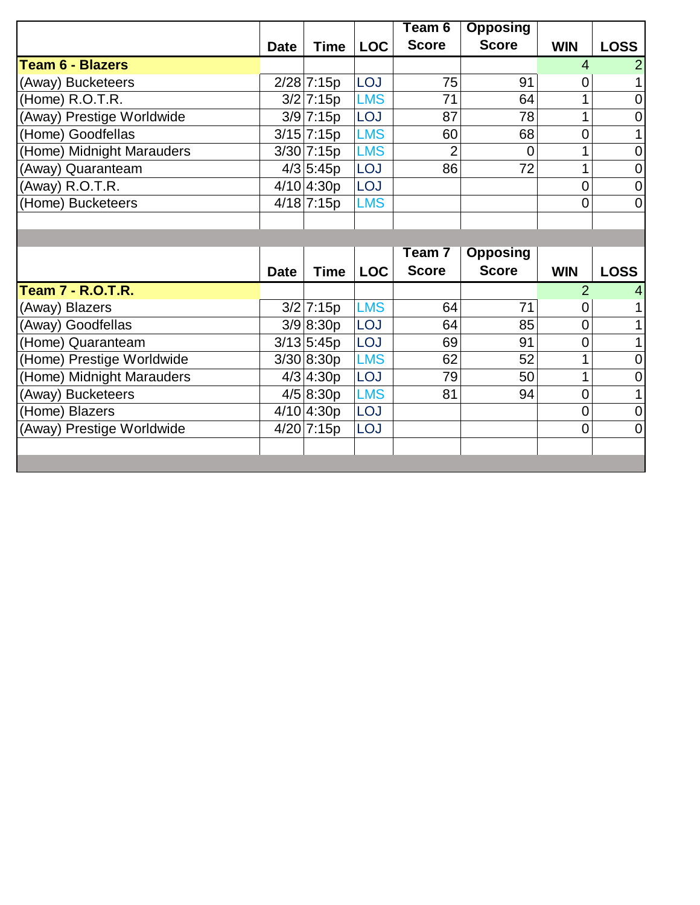| | Date | Time | LOC | Team 6 Score | Opposing Score | WIN | LOSS |
|---|---|---|---|---|---|---|---|
| **Team 6 - Blazers** | | | | | | 4 | 2 |
| (Away) Bucketeers | 2/28 | 7:15p | LOJ | 75 | 91 | 0 | 1 |
| (Home) R.O.T.R. | 3/2 | 7:15p | LMS | 71 | 64 | 1 | 0 |
| (Away) Prestige Worldwide | 3/9 | 7:15p | LOJ | 87 | 78 | 1 | 0 |
| (Home) Goodfellas | 3/15 | 7:15p | LMS | 60 | 68 | 0 | 1 |
| (Home) Midnight Marauders | 3/30 | 7:15p | LMS | 2 | 0 | 1 | 0 |
| (Away) Quaranteam | 4/3 | 5:45p | LOJ | 86 | 72 | 1 | 0 |
| (Away) R.O.T.R. | 4/10 | 4:30p | LOJ | | | 0 | 0 |
| (Home) Bucketeers | 4/18 | 7:15p | LMS | | | 0 | 0 |

| | Date | Time | LOC | Team 7 Score | Opposing Score | WIN | LOSS |
|---|---|---|---|---|---|---|---|
| **Team 7 - R.O.T.R.** | | | | | | 2 | 4 |
| (Away) Blazers | 3/2 | 7:15p | LMS | 64 | 71 | 0 | 1 |
| (Away) Goodfellas | 3/9 | 8:30p | LOJ | 64 | 85 | 0 | 1 |
| (Home) Quaranteam | 3/13 | 5:45p | LOJ | 69 | 91 | 0 | 1 |
| (Home) Prestige Worldwide | 3/30 | 8:30p | LMS | 62 | 52 | 1 | 0 |
| (Home) Midnight Marauders | 4/3 | 4:30p | LOJ | 79 | 50 | 1 | 0 |
| (Away) Bucketeers | 4/5 | 8:30p | LMS | 81 | 94 | 0 | 1 |
| (Home) Blazers | 4/10 | 4:30p | LOJ | | | 0 | 0 |
| (Away) Prestige Worldwide | 4/20 | 7:15p | LOJ | | | 0 | 0 |